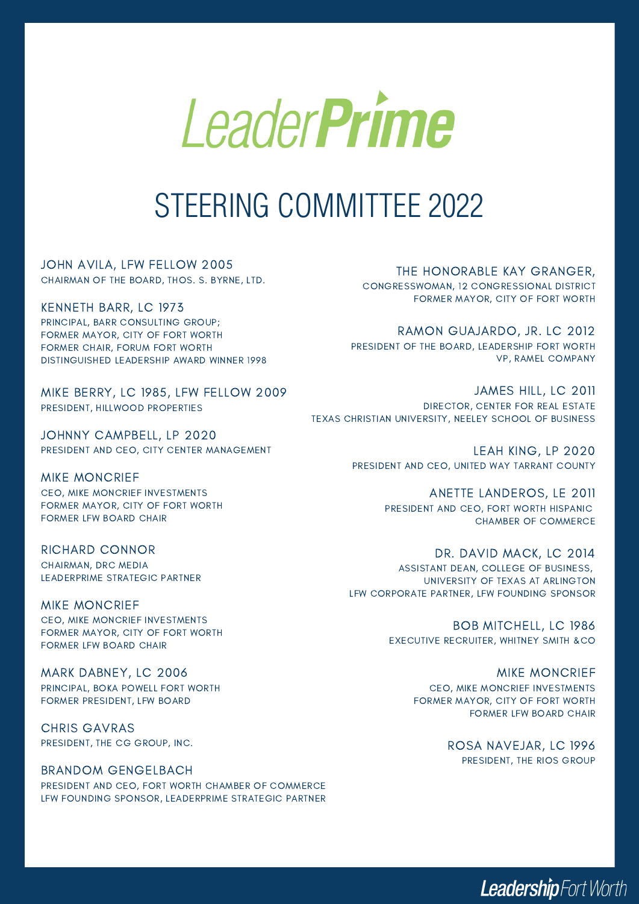# LeaderPrime

## STEERING COMMITTEE 2022

**JOHN AVILA, LFW FELLOW 2005**
CHAIRMAN OF THE BOARD, THOS. S. BYRNE, LTD.

**KENNETH BARR, LC 1973**
PRINCIPAL, BARR CONSULTING GROUP;
FORMER MAYOR, CITY OF FORT WORTH
FORMER CHAIR, FORUM FORT WORTH
DISTINGUISHED LEADERSHIP AWARD WINNER 1998

**MIKE BERRY, LC 1985, LFW FELLOW 2009**
PRESIDENT, HILLWOOD PROPERTIES

**JOHNNY CAMPBELL, LP 2020**
PRESIDENT AND CEO, CITY CENTER MANAGEMENT

**MIKE MONCRIEF**
CEO, MIKE MONCRIEF INVESTMENTS
FORMER MAYOR, CITY OF FORT WORTH
FORMER LFW BOARD CHAIR

**RICHARD CONNOR**
CHAIRMAN, DRC MEDIA
LEADERPRIME STRATEGIC PARTNER

**MIKE MONCRIEF**
CEO, MIKE MONCRIEF INVESTMENTS
FORMER MAYOR, CITY OF FORT WORTH
FORMER LFW BOARD CHAIR

**MARK DABNEY, LC 2006**
PRINCIPAL, BOKA POWELL FORT WORTH
FORMER PRESIDENT, LFW BOARD

**CHRIS GAVRAS**
PRESIDENT, THE CG GROUP, INC.

**BRANDOM GENGELBACH**
PRESIDENT AND CEO, FORT WORTH CHAMBER OF COMMERCE
LFW FOUNDING SPONSOR, LEADERPRIME STRATEGIC PARTNER

**THE HONORABLE KAY GRANGER,**
CONGRESSWOMAN, 12 CONGRESSIONAL DISTRICT
FORMER MAYOR, CITY OF FORT WORTH

**RAMON GUAJARDO, JR. LC 2012**
PRESIDENT OF THE BOARD, LEADERSHIP FORT WORTH
VP, RAMEL COMPANY

**JAMES HILL, LC 2011**
DIRECTOR, CENTER FOR REAL ESTATE
TEXAS CHRISTIAN UNIVERSITY, NEELEY SCHOOL OF BUSINESS

**LEAH KING, LP 2020**
PRESIDENT AND CEO, UNITED WAY TARRANT COUNTY

**ANETTE LANDEROS, LE 2011**
PRESIDENT AND CEO, FORT WORTH HISPANIC CHAMBER OF COMMERCE

**DR. DAVID MACK, LC 2014**
ASSISTANT DEAN, COLLEGE OF BUSINESS,
UNIVERSITY OF TEXAS AT ARLINGTON
LFW CORPORATE PARTNER, LFW FOUNDING SPONSOR

**BOB MITCHELL, LC 1986**
EXECUTIVE RECRUITER, WHITNEY SMITH &CO

**MIKE MONCRIEF**
CEO, MIKE MONCRIEF INVESTMENTS
FORMER MAYOR, CITY OF FORT WORTH
FORMER LFW BOARD CHAIR

**ROSA NAVEJAR, LC 1996**
PRESIDENT, THE RIOS GROUP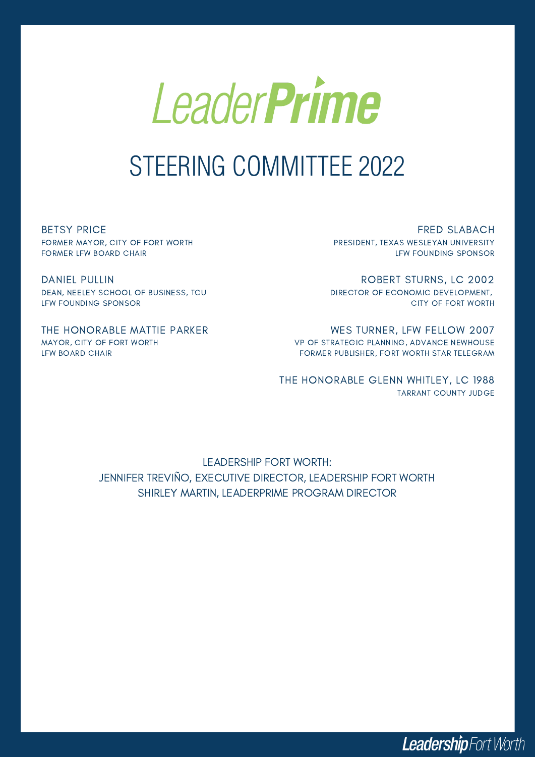# LeaderPrime

## STEERING COMMITTEE 2022

BETSY PRICE
FORMER MAYOR, CITY OF FORT WORTH
FORMER LFW BOARD CHAIR

DANIEL PULLIN
DEAN, NEELEY SCHOOL OF BUSINESS, TCU
LFW FOUNDING SPONSOR

THE HONORABLE MATTIE PARKER
MAYOR, CITY OF FORT WORTH
LFW BOARD CHAIR

FRED SLABACH
PRESIDENT, TEXAS WESLEYAN UNIVERSITY
LFW FOUNDING SPONSOR

ROBERT STURNS, LC 2002
DIRECTOR OF ECONOMIC DEVELOPMENT,
CITY OF FORT WORTH

WES TURNER, LFW FELLOW 2007
VP OF STRATEGIC PLANNING, ADVANCE NEWHOUSE
FORMER PUBLISHER, FORT WORTH STAR TELEGRAM

THE HONORABLE GLENN WHITLEY, LC 1988
TARRANT COUNTY JUDGE

LEADERSHIP FORT WORTH:
JENNIFER TREVIÑO, EXECUTIVE DIRECTOR, LEADERSHIP FORT WORTH
SHIRLEY MARTIN, LEADERPRIME PROGRAM DIRECTOR